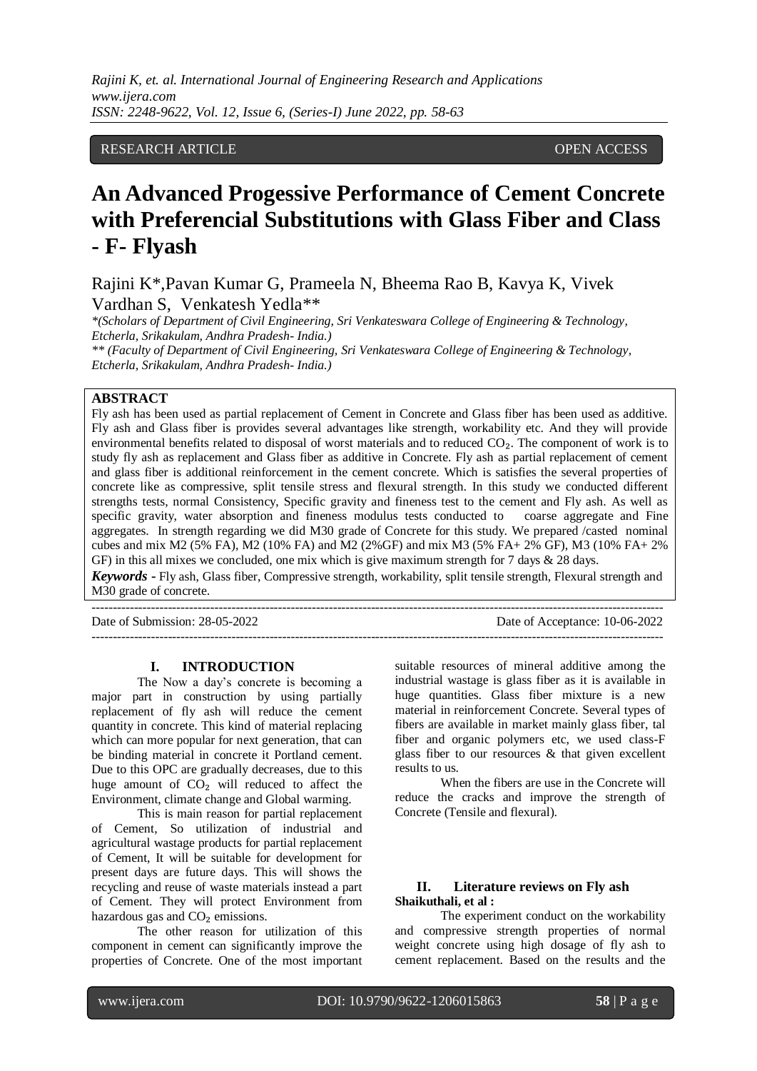RESEARCH ARTICLE OPEN ACCESS

# An Advanced Progessive Performance of Cement Concrete with Preferencial Substitutions with Glass Fiber and Class - F- Flyash

Rajini K*,Pavan Kumar G, Prameela N, Bheema Rao B, Kavya K, Vivek Vardhan S, Venkatesh Yedla**

*(Scholars of Department of Civil Engineering, Sri Venkateswara College of Engineering & Technology, Etcherla, Srikakulam, Andhra Pradesh- India.)*

*** (Faculty of Department of Civil Engineering, Sri Venkateswara College of Engineering & Technology, Etcherla, Srikakulam, Andhra Pradesh- India.)*

## ABSTRACT

Fly ash has been used as partial replacement of Cement in Concrete and Glass fiber has been used as additive. Fly ash and Glass fiber is provides several advantages like strength, workability etc. And they will provide environmental benefits related to disposal of worst materials and to reduced $CO_2$. The component of work is to study fly ash as replacement and Glass fiber as additive in Concrete. Fly ash as partial replacement of cement and glass fiber is additional reinforcement in the cement concrete. Which is satisfies the several properties of concrete like as compressive, split tensile stress and flexural strength. In this study we conducted different strengths tests, normal Consistency, Specific gravity and fineness test to the cement and Fly ash. As well as specific gravity, water absorption and fineness modulus tests conducted to coarse aggregate and Fine aggregates. In strength regarding we did M30 grade of Concrete for this study. We prepared /casted nominal cubes and mix M2 (5% FA), M2 (10% FA) and M2 (2%GF) and mix M3 (5% FA+ 2% GF), M3 (10% FA+ 2% GF) in this all mixes we concluded, one mix which is give maximum strength for 7 days & 28 days.

***Keywords -*** Fly ash, Glass fiber, Compressive strength, workability, split tensile strength, Flexural strength and M30 grade of concrete.

---

Date of Submission: 28-05-2022 Date of Acceptance: 10-06-2022

---

## I. INTRODUCTION

The Now a day's concrete is becoming a major part in construction by using partially replacement of fly ash will reduce the cement quantity in concrete. This kind of material replacing which can more popular for next generation, that can be binding material in concrete it Portland cement. Due to this OPC are gradually decreases, due to this huge amount of $CO_2$ will reduced to affect the Environment, climate change and Global warming.

This is main reason for partial replacement of Cement, So utilization of industrial and agricultural wastage products for partial replacement of Cement, It will be suitable for development for present days are future days. This will shows the recycling and reuse of waste materials instead a part of Cement. They will protect Environment from hazardous gas and $CO_2$ emissions.

The other reason for utilization of this component in cement can significantly improve the properties of Concrete. One of the most important suitable resources of mineral additive among the industrial wastage is glass fiber as it is available in huge quantities. Glass fiber mixture is a new material in reinforcement Concrete. Several types of fibers are available in market mainly glass fiber, tal fiber and organic polymers etc, we used class-F glass fiber to our resources & that given excellent results to us.

When the fibers are use in the Concrete will reduce the cracks and improve the strength of Concrete (Tensile and flexural).

## II. Literature reviews on Fly ash

**Shaikuthali, et al :**

The experiment conduct on the workability and compressive strength properties of normal weight concrete using high dosage of fly ash to cement replacement. Based on the results and the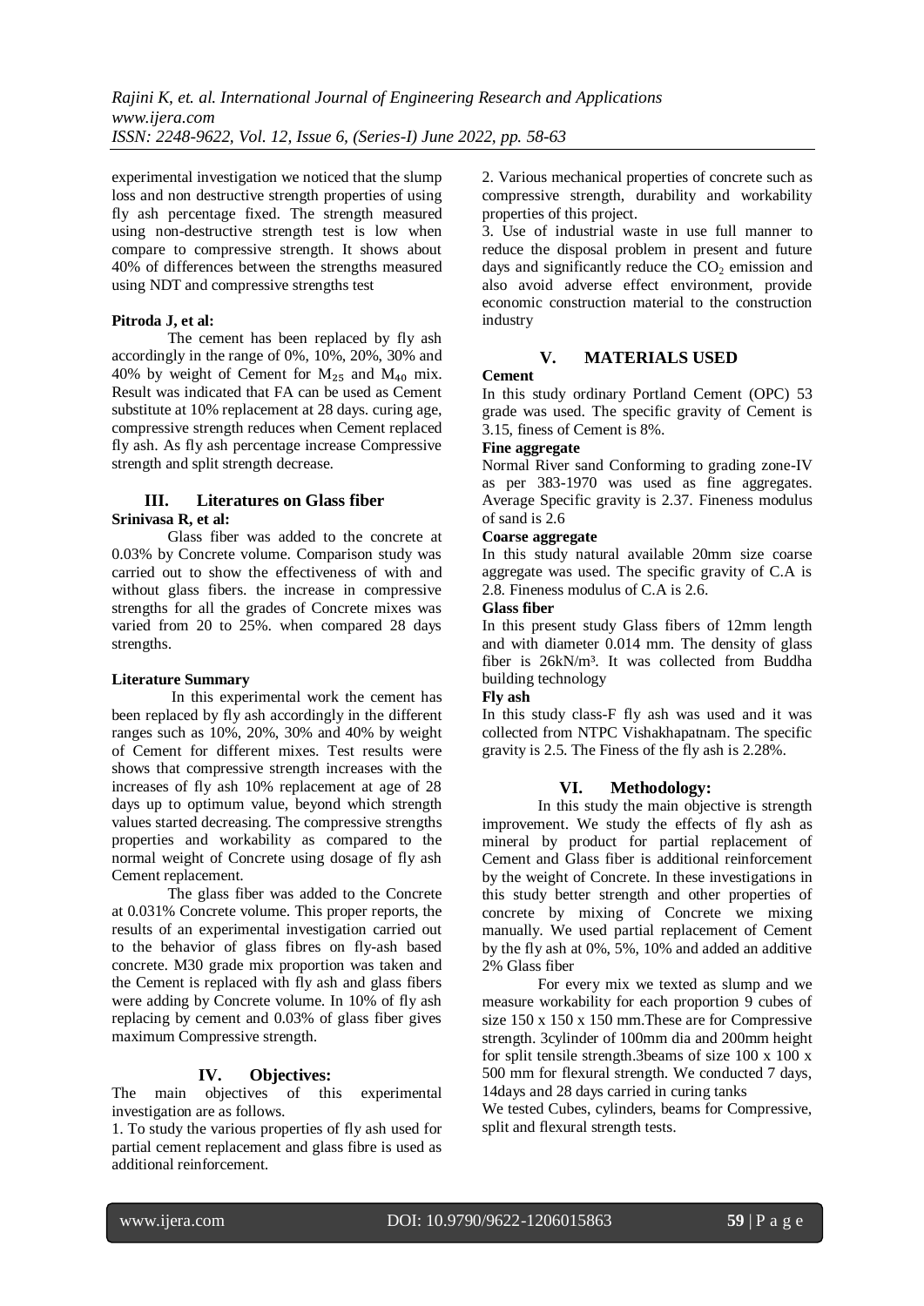experimental investigation we noticed that the slump loss and non destructive strength properties of using fly ash percentage fixed. The strength measured using non-destructive strength test is low when compare to compressive strength. It shows about 40% of differences between the strengths measured using NDT and compressive strengths test

**Pitroda J, et al:**

The cement has been replaced by fly ash accordingly in the range of 0%, 10%, 20%, 30% and 40% by weight of Cement for $M_{25}$ and $M_{40}$ mix. Result was indicated that FA can be used as Cement substitute at 10% replacement at 28 days. curing age, compressive strength reduces when Cement replaced fly ash. As fly ash percentage increase Compressive strength and split strength decrease.

## III. Literatures on Glass fiber

**Srinivasa R, et al:**

Glass fiber was added to the concrete at 0.03% by Concrete volume. Comparison study was carried out to show the effectiveness of with and without glass fibers. the increase in compressive strengths for all the grades of Concrete mixes was varied from 20 to 25%. when compared 28 days strengths.

**Literature Summary**

In this experimental work the cement has been replaced by fly ash accordingly in the different ranges such as 10%, 20%, 30% and 40% by weight of Cement for different mixes. Test results were shows that compressive strength increases with the increases of fly ash 10% replacement at age of 28 days up to optimum value, beyond which strength values started decreasing. The compressive strengths properties and workability as compared to the normal weight of Concrete using dosage of fly ash Cement replacement.

The glass fiber was added to the Concrete at 0.031% Concrete volume. This proper reports, the results of an experimental investigation carried out to the behavior of glass fibres on fly-ash based concrete. M30 grade mix proportion was taken and the Cement is replaced with fly ash and glass fibers were adding by Concrete volume. In 10% of fly ash replacing by cement and 0.03% of glass fiber gives maximum Compressive strength.

## IV. Objectives:

The main objectives of this experimental investigation are as follows.

1. To study the various properties of fly ash used for partial cement replacement and glass fibre is used as additional reinforcement.
2. Various mechanical properties of concrete such as compressive strength, durability and workability properties of this project.
3. Use of industrial waste in use full manner to reduce the disposal problem in present and future days and significantly reduce the $CO_2$ emission and also avoid adverse effect environment, provide economic construction material to the construction industry

## V. MATERIALS USED

**Cement**

In this study ordinary Portland Cement (OPC) 53 grade was used. The specific gravity of Cement is 3.15, finess of Cement is 8%.

**Fine aggregate**

Normal River sand Conforming to grading zone-IV as per 383-1970 was used as fine aggregates. Average Specific gravity is 2.37. Fineness modulus of sand is 2.6

**Coarse aggregate**

In this study natural available 20mm size coarse aggregate was used. The specific gravity of C.A is 2.8. Fineness modulus of C.A is 2.6.

**Glass fiber**

In this present study Glass fibers of 12mm length and with diameter 0.014 mm. The density of glass fiber is 26kN/m³. It was collected from Buddha building technology

**Fly ash**

In this study class-F fly ash was used and it was collected from NTPC Vishakhapatnam. The specific gravity is 2.5. The Finess of the fly ash is 2.28%.

## VI. Methodology:

In this study the main objective is strength improvement. We study the effects of fly ash as mineral by product for partial replacement of Cement and Glass fiber is additional reinforcement by the weight of Concrete. In these investigations in this study better strength and other properties of concrete by mixing of Concrete we mixing manually. We used partial replacement of Cement by the fly ash at 0%, 5%, 10% and added an additive 2% Glass fiber

For every mix we texted as slump and we measure workability for each proportion 9 cubes of size 150 x 150 x 150 mm.These are for Compressive strength. 3cylinder of 100mm dia and 200mm height for split tensile strength.3beams of size 100 x 100 x 500 mm for flexural strength. We conducted 7 days, 14days and 28 days carried in curing tanks

We tested Cubes, cylinders, beams for Compressive, split and flexural strength tests.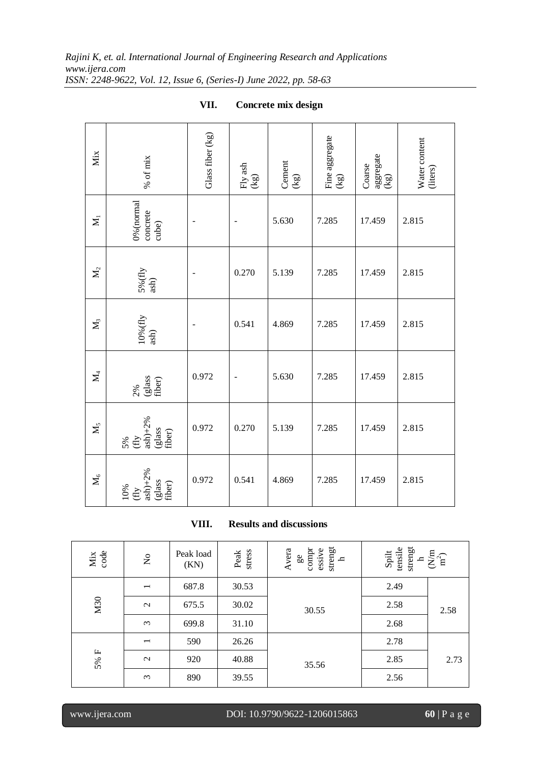## VII. Concrete mix design

| Mix | % of mix | Glass fiber (kg) | Fly ash (kg) | Cement (kg) | Fine aggregate (kg) | Coarse aggregate (kg) | Water content (liters) |
|---|---|---|---|---|---|---|---|
| $M_1$ | 0%(normal concrete cube) | - | - | 5.630 | 7.285 | 17.459 | 2.815 |
| $M_2$ | 5%(fly ash) | - | 0.270 | 5.139 | 7.285 | 17.459 | 2.815 |
| $M_3$ | 10%(fly ash) | - | 0.541 | 4.869 | 7.285 | 17.459 | 2.815 |
| $M_4$ | 2% (glass fiber) | 0.972 | - | 5.630 | 7.285 | 17.459 | 2.815 |
| $M_5$ | 5% (fly ash)+2% (glass fiber) | 0.972 | 0.270 | 5.139 | 7.285 | 17.459 | 2.815 |
| $M_6$ | 10% (fly ash)+2% (glass fiber) | 0.972 | 0.541 | 4.869 | 7.285 | 17.459 | 2.815 |

## VIII. Results and discussions

| Mix code | No | Peak load (KN) | Peak stress | Average compressive strength | Spilt tensile strength ($N/mm^2$) | |
|---|---|---|---|---|---|---|
| M30 | 1 | 687.8 | 30.53 | 30.55 | 2.49 | 2.58 |
| | 2 | 675.5 | 30.02 | | 2.58 | |
| | 3 | 699.8 | 31.10 | | 2.68 | |
| 5% F | 1 | 590 | 26.26 | 35.56 | 2.78 | 2.73 |
| | 2 | 920 | 40.88 | | 2.85 | |
| | 3 | 890 | 39.55 | | 2.56 | |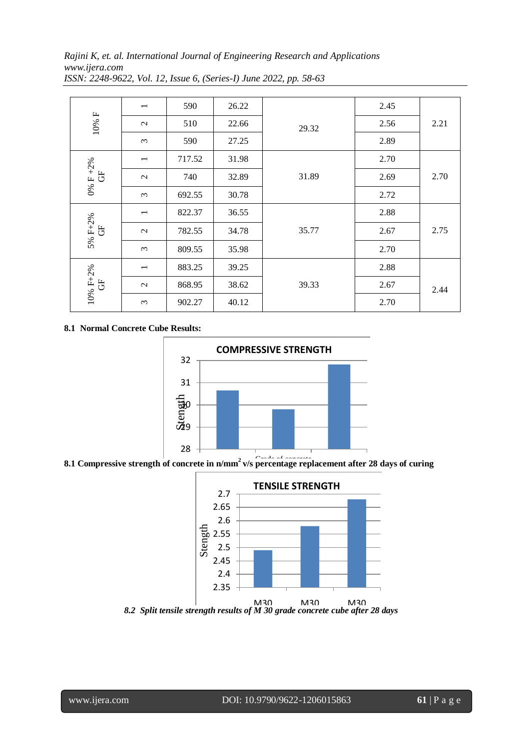| 10% F | 1 | 590 | 26.22 | 29.32 | 2.45 | 2.21 |
|---|---|---|---|---|---|---|
| | 2 | 510 | 22.66 | | 2.56 | |
| | 3 | 590 | 27.25 | | 2.89 | |
| 0% F +2% GF | 1 | 717.52 | 31.98 | 31.89 | 2.70 | 2.70 |
| | 2 | 740 | 32.89 | | 2.69 | |
| | 3 | 692.55 | 30.78 | | 2.72 | |
| 5% F+2% GF | 1 | 822.37 | 36.55 | 35.77 | 2.88 | 2.75 |
| | 2 | 782.55 | 34.78 | | 2.67 | |
| | 3 | 809.55 | 35.98 | | 2.70 | |
| 10% F+2% GF | 1 | 883.25 | 39.25 | 39.33 | 2.88 | 2.44 |
| | 2 | 868.95 | 38.62 | | 2.67 | |
| | 3 | 902.27 | 40.12 | | 2.70 | |

**8.1 Normal Concrete Cube Results:**

**8.1 Compressive strength of concrete in n/mm$^2$ v/s percentage replacement after 28 days of curing**

***8.2 Split tensile strength results of M 30 grade concrete cube after 28 days***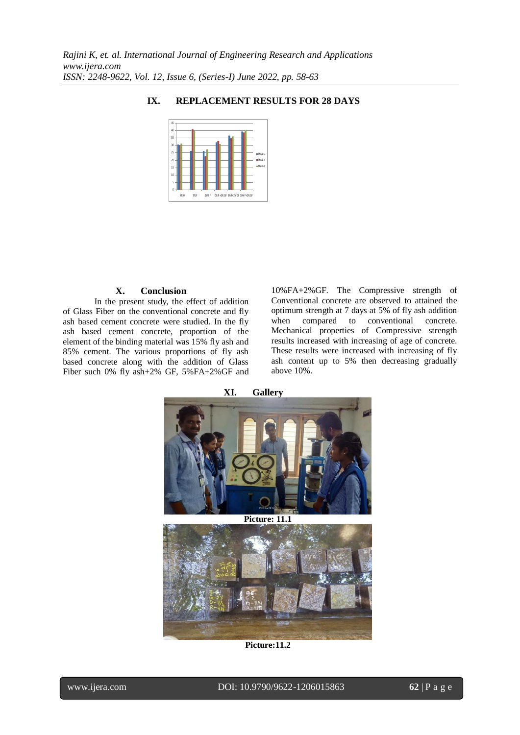## IX. REPLACEMENT RESULTS FOR 28 DAYS

## X. Conclusion

In the present study, the effect of addition of Glass Fiber on the conventional concrete and fly ash based cement concrete were studied. In the fly ash based cement concrete, proportion of the element of the binding material was 15% fly ash and 85% cement. The various proportions of fly ash based concrete along with the addition of Glass Fiber such 0% fly ash+2% GF, 5%FA+2%GF and 10%FA+2%GF. The Compressive strength of Conventional concrete are observed to attained the optimum strength at 7 days at 5% of fly ash addition when compared to conventional concrete. Mechanical properties of Compressive strength results increased with increasing of age of concrete. These results were increased with increasing of fly ash content up to 5% then decreasing gradually above 10%.

## XI. Gallery

**Picture: 11.1**

**Picture:11.2**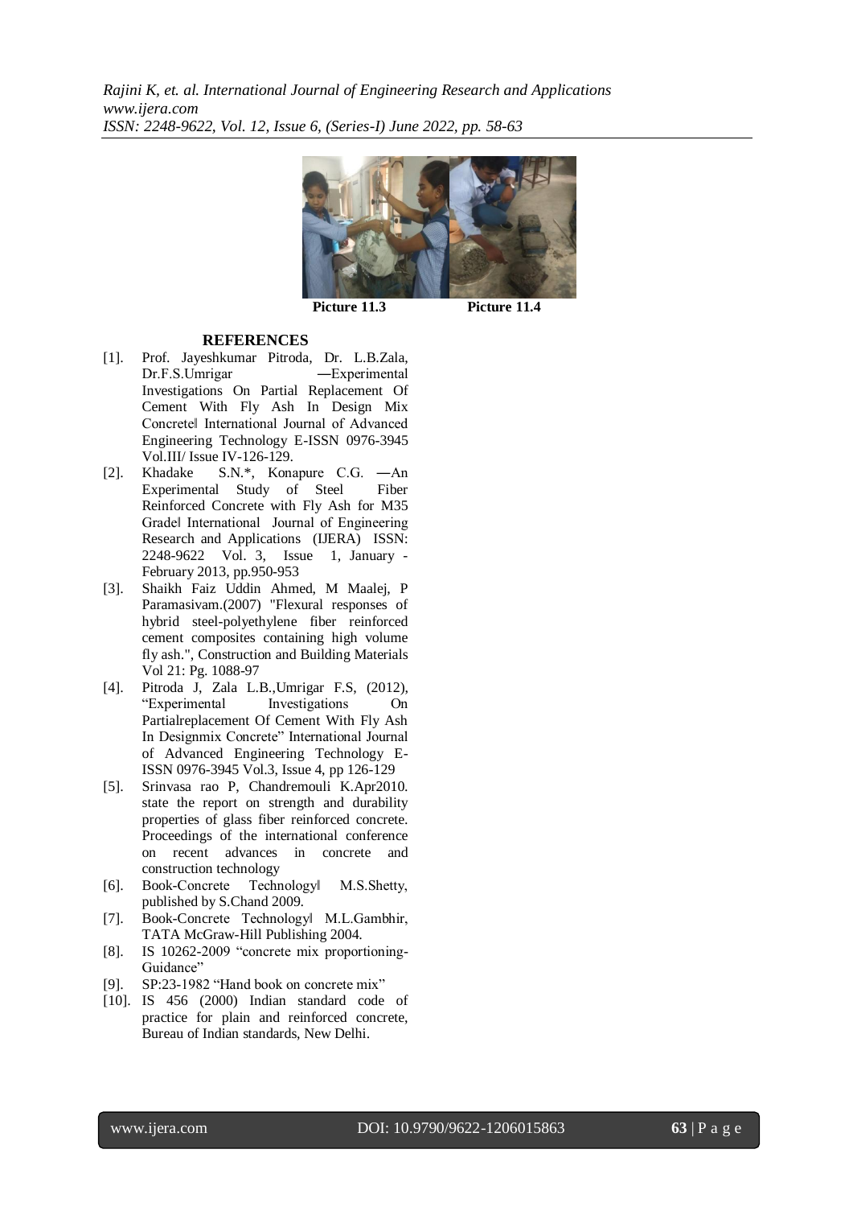Picture 11.3 Picture 11.4

## REFERENCES

[1]. Prof. Jayeshkumar Pitroda, Dr. L.B.Zala, Dr.F.S.Umrigar ―Experimental Investigations On Partial Replacement Of Cement With Fly Ash In Design Mix Concrete‖ International Journal of Advanced Engineering Technology E-ISSN 0976-3945 Vol.III/ Issue IV-126-129.

[2]. Khadake S.N.*, Konapure C.G. ―An Experimental Study of Steel Fiber Reinforced Concrete with Fly Ash for M35 Grade‖ International Journal of Engineering Research and Applications (IJERA) ISSN: 2248-9622 Vol. 3, Issue 1, January - February 2013, pp.950-953

[3]. Shaikh Faiz Uddin Ahmed, M Maalej, P Paramasivam.(2007) "Flexural responses of hybrid steel-polyethylene fiber reinforced cement composites containing high volume fly ash.", Construction and Building Materials Vol 21: Pg. 1088-97

[4]. Pitroda J, Zala L.B.,Umrigar F.S, (2012), "Experimental Investigations On Partialreplacement Of Cement With Fly Ash In Designmix Concrete" International Journal of Advanced Engineering Technology E-ISSN 0976-3945 Vol.3, Issue 4, pp 126-129

[5]. Srinvasa rao P, Chandremouli K.Apr2010. state the report on strength and durability properties of glass fiber reinforced concrete. Proceedings of the international conference on recent advances in concrete and construction technology

[6]. Book-Concrete Technology‖ M.S.Shetty, published by S.Chand 2009.

[7]. Book-Concrete Technology‖ M.L.Gambhir, TATA McGraw-Hill Publishing 2004.

[8]. IS 10262-2009 "concrete mix proportioning-Guidance"

[9]. SP:23-1982 "Hand book on concrete mix"

[10]. IS 456 (2000) Indian standard code of practice for plain and reinforced concrete, Bureau of Indian standards, New Delhi.